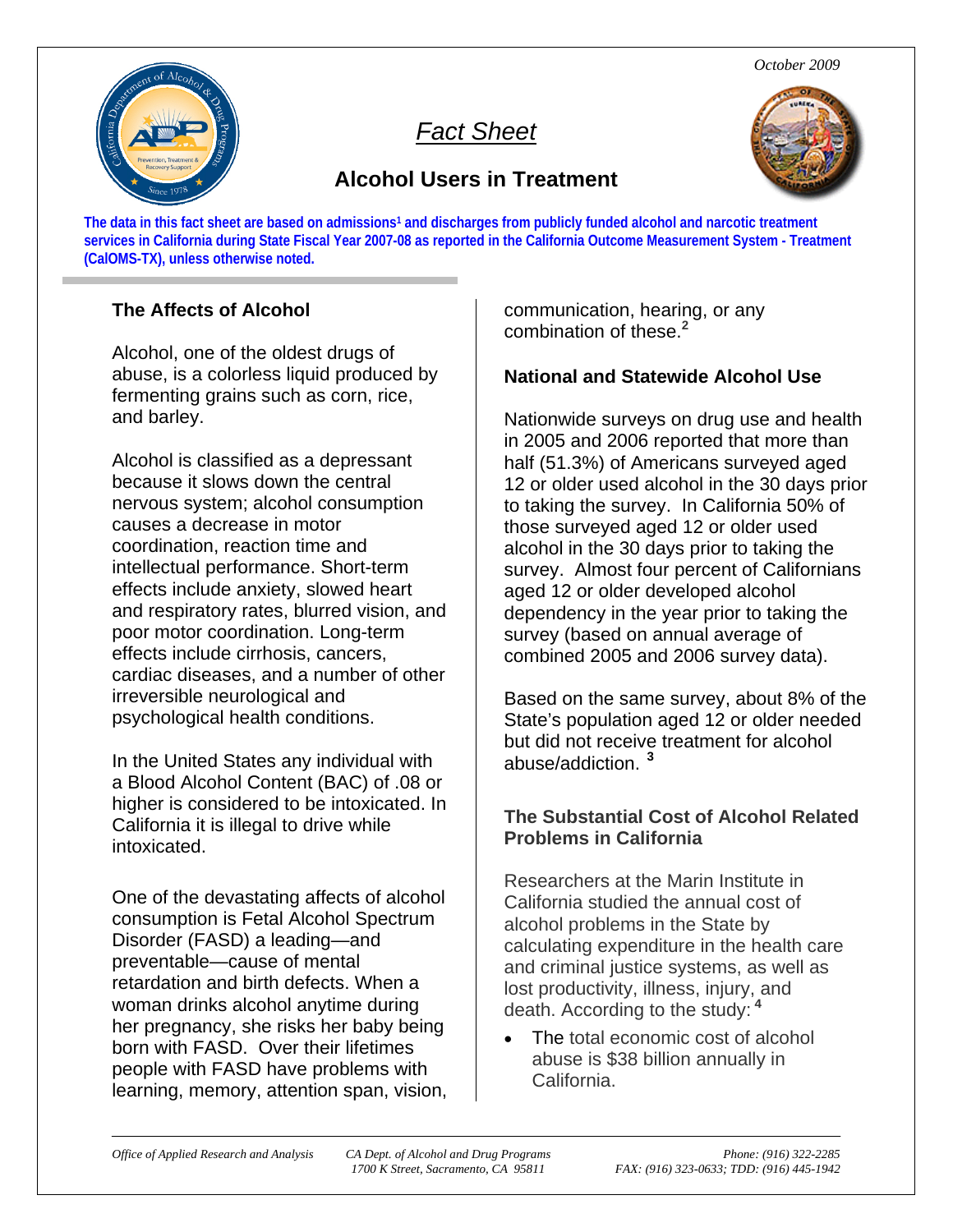October 2009

# *Fact Sheet*

## Alcohol Users in Treatment

**The data in this fact sheet are based on admissions[1] and discharges from publicly funded alcohol and narcotic treatment services in California during State Fiscal Year 2007-08 as reported in the California Outcome Measurement System - Treatment (CalOMS-TX), unless otherwise noted.**

### The Affects of Alcohol

Alcohol, one of the oldest drugs of abuse, is a colorless liquid produced by fermenting grains such as corn, rice, and barley.

Alcohol is classified as a depressant because it slows down the central nervous system; alcohol consumption causes a decrease in motor coordination, reaction time and intellectual performance. Short-term effects include anxiety, slowed heart and respiratory rates, blurred vision, and poor motor coordination. Long-term effects include cirrhosis, cancers, cardiac diseases, and a number of other irreversible neurological and psychological health conditions.

In the United States any individual with a Blood Alcohol Content (BAC) of .08 or higher is considered to be intoxicated. In California it is illegal to drive while intoxicated.

One of the devastating affects of alcohol consumption is Fetal Alcohol Spectrum Disorder (FASD) a leading—and preventable—cause of mental retardation and birth defects. When a woman drinks alcohol anytime during her pregnancy, she risks her baby being born with FASD. Over their lifetimes people with FASD have problems with learning, memory, attention span, vision, communication, hearing, or any combination of these.[2]

### National and Statewide Alcohol Use

Nationwide surveys on drug use and health in 2005 and 2006 reported that more than half (51.3%) of Americans surveyed aged 12 or older used alcohol in the 30 days prior to taking the survey. In California 50% of those surveyed aged 12 or older used alcohol in the 30 days prior to taking the survey. Almost four percent of Californians aged 12 or older developed alcohol dependency in the year prior to taking the survey (based on annual average of combined 2005 and 2006 survey data).

Based on the same survey, about 8% of the State's population aged 12 or older needed but did not receive treatment for alcohol abuse/addiction. [3]

### The Substantial Cost of Alcohol Related Problems in California

Researchers at the Marin Institute in California studied the annual cost of alcohol problems in the State by calculating expenditure in the health care and criminal justice systems, as well as lost productivity, illness, injury, and death. According to the study: [4]

- The total economic cost of alcohol abuse is $38 billion annually in California.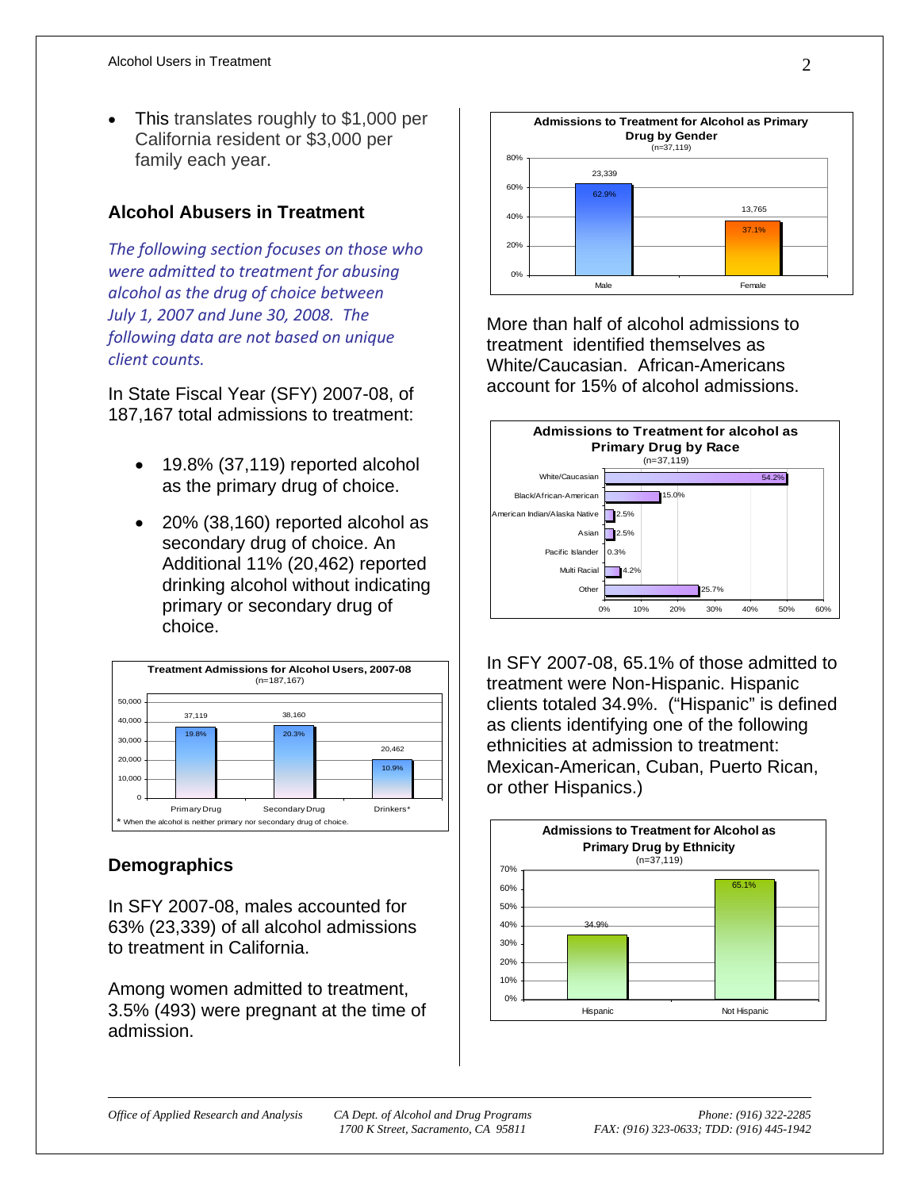- This translates roughly to $1,000 per California resident or $3,000 per family each year.

## Alcohol Abusers in Treatment

*The following section focuses on those who were admitted to treatment for abusing alcohol as the drug of choice between July 1, 2007 and June 30, 2008. The following data are not based on unique client counts.*

In State Fiscal Year (SFY) 2007-08, of 187,167 total admissions to treatment:

- 19.8% (37,119) reported alcohol as the primary drug of choice.
- 20% (38,160) reported alcohol as secondary drug of choice. An Additional 11% (20,462) reported drinking alcohol without indicating primary or secondary drug of choice.

**Treatment Admissions for Alcohol Users, 2007-08**
(n=187,167)

| | Primary Drug | Secondary Drug | Drinkers* |
|---|---|---|---|
| Admissions | 37,119 | 38,160 | 20,462 |
| Percent | 19.8% | 20.3% | 10.9% |

\* When the alcohol is neither primary nor secondary drug of choice.

## Demographics

In SFY 2007-08, males accounted for 63% (23,339) of all alcohol admissions to treatment in California.

Among women admitted to treatment, 3.5% (493) were pregnant at the time of admission.

**Admissions to Treatment for Alcohol as Primary Drug by Gender**
(n=37,119)

| | Male | Female |
|---|---|---|
| Admissions | 23,339 | 13,765 |
| Percent | 62.9% | 37.1% |

More than half of alcohol admissions to treatment identified themselves as White/Caucasian. African-Americans account for 15% of alcohol admissions.

**Admissions to Treatment for alcohol as Primary Drug by Race**
(n=37,119)

| Race | Percent |
|---|---|
| White/Caucasian | 54.2% |
| Black/African-American | 15.0% |
| American Indian/Alaska Native | 2.5% |
| Asian | 2.5% |
| Pacific Islander | 0.3% |
| Multi Racial | 4.2% |
| Other | 25.7% |

In SFY 2007-08, 65.1% of those admitted to treatment were Non-Hispanic. Hispanic clients totaled 34.9%. ("Hispanic" is defined as clients identifying one of the following ethnicities at admission to treatment: Mexican-American, Cuban, Puerto Rican, or other Hispanics.)

**Admissions to Treatment for Alcohol as Primary Drug by Ethnicity**
(n=37,119)

| | Hispanic | Not Hispanic |
|---|---|---|
| Percent | 34.9% | 65.1% |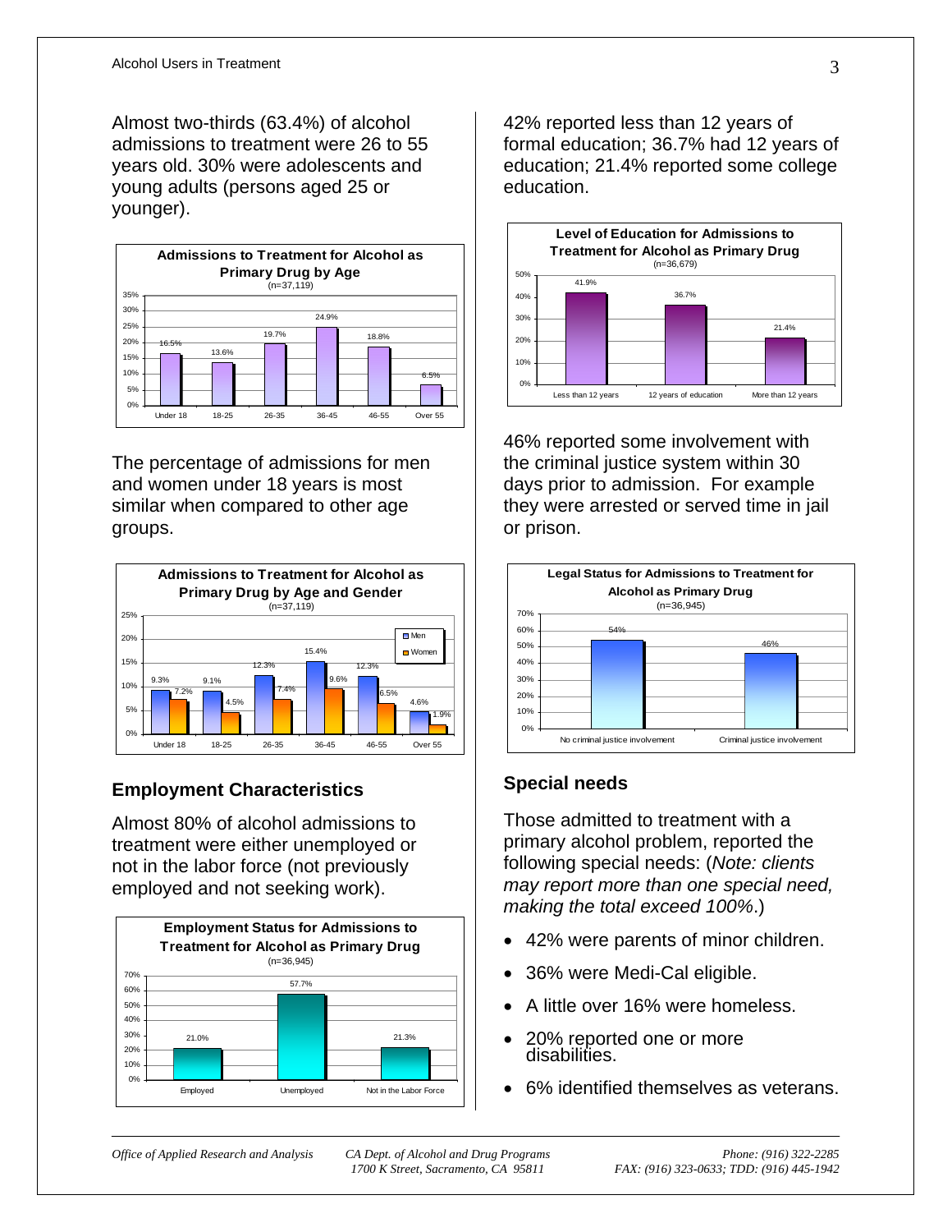Almost two-thirds (63.4%) of alcohol admissions to treatment were 26 to 55 years old. 30% were adolescents and young adults (persons aged 25 or younger).

**Admissions to Treatment for Alcohol as Primary Drug by Age**
(n=37,119)

| Age | Percent |
|---|---|
| Under 18 | 16.5% |
| 18-25 | 13.6% |
| 26-35 | 19.7% |
| 36-45 | 24.9% |
| 46-55 | 18.8% |
| Over 55 | 6.5% |

The percentage of admissions for men and women under 18 years is most similar when compared to other age groups.

**Admissions to Treatment for Alcohol as Primary Drug by Age and Gender**
(n=37,119)

| Age | Men | Women |
|---|---|---|
| Under 18 | 9.3% | 7.2% |
| 18-25 | 9.1% | 4.5% |
| 26-35 | 12.3% | 7.4% |
| 36-45 | 15.4% | 9.6% |
| 46-55 | 12.3% | 6.5% |
| Over 55 | 4.6% | 1.9% |

## Employment Characteristics

Almost 80% of alcohol admissions to treatment were either unemployed or not in the labor force (not previously employed and not seeking work).

**Employment Status for Admissions to Treatment for Alcohol as Primary Drug**
(n=36,945)

| Employment Status | Percent |
|---|---|
| Employed | 21.0% |
| Unemployed | 57.7% |
| Not in the Labor Force | 21.3% |

42% reported less than 12 years of formal education; 36.7% had 12 years of education; 21.4% reported some college education.

**Level of Education for Admissions to Treatment for Alcohol as Primary Drug**
(n=36,679)

| Education | Percent |
|---|---|
| Less than 12 years | 41.9% |
| 12 years of education | 36.7% |
| More than 12 years | 21.4% |

46% reported some involvement with the criminal justice system within 30 days prior to admission. For example they were arrested or served time in jail or prison.

**Legal Status for Admissions to Treatment for Alcohol as Primary Drug**
(n=36,945)

| Legal Status | Percent |
|---|---|
| No criminal justice involvement | 54% |
| Criminal justice involvement | 46% |

## Special needs

Those admitted to treatment with a primary alcohol problem, reported the following special needs: (*Note: clients may report more than one special need, making the total exceed 100%*.)

- 42% were parents of minor children.
- 36% were Medi-Cal eligible.
- A little over 16% were homeless.
- 20% reported one or more disabilities.
- 6% identified themselves as veterans.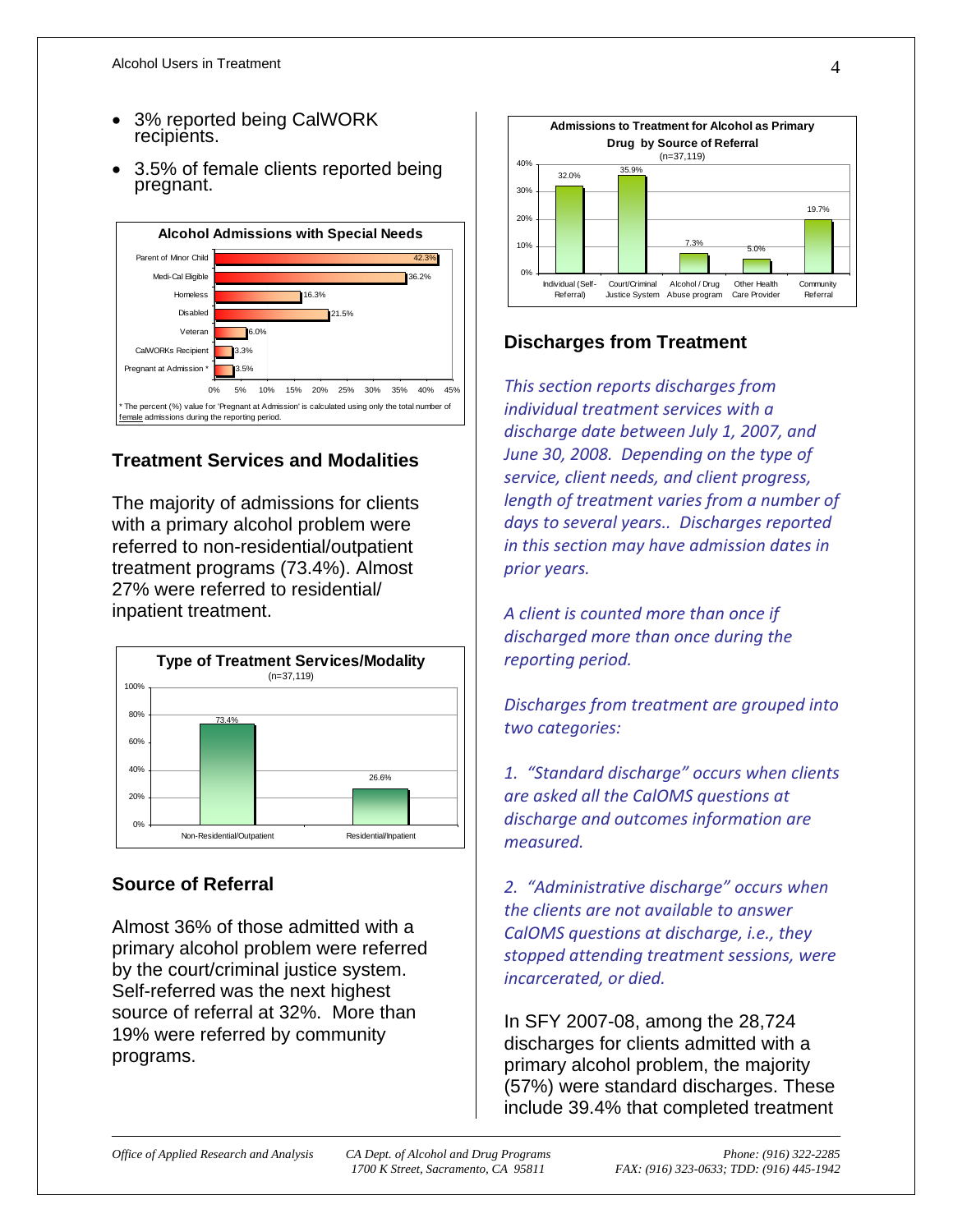- 3% reported being CalWORK recipients.
- 3.5% of female clients reported being pregnant.

**Alcohol Admissions with Special Needs**

| Special Need | Percent |
|---|---|
| Parent of Minor Child | 42.3% |
| Medi-Cal Eligible | 36.2% |
| Homeless | 16.3% |
| Disabled | 21.5% |
| Veteran | 6.0% |
| CalWORKs Recipient | 3.3% |
| Pregnant at Admission * | 3.5% |

\* The percent (%) value for 'Pregnant at Admission' is calculated using only the total number of female admissions during the reporting period.

## Treatment Services and Modalities

The majority of admissions for clients with a primary alcohol problem were referred to non-residential/outpatient treatment programs (73.4%). Almost 27% were referred to residential/ inpatient treatment.

**Type of Treatment Services/Modality**
(n=37,119)

| Modality | Percent |
|---|---|
| Non-Residential/Outpatient | 73.4% |
| Residential/Inpatient | 26.6% |

## Source of Referral

Almost 36% of those admitted with a primary alcohol problem were referred by the court/criminal justice system. Self-referred was the next highest source of referral at 32%. More than 19% were referred by community programs.

**Admissions to Treatment for Alcohol as Primary Drug by Source of Referral**
(n=37,119)

| Source of Referral | Percent |
|---|---|
| Individual (Self-Referral) | 32.0% |
| Court/Criminal Justice System | 35.9% |
| Alcohol / Drug Abuse program | 7.3% |
| Other Health Care Provider | 5.0% |
| Community Referral | 19.7% |

## Discharges from Treatment

*This section reports discharges from individual treatment services with a discharge date between July 1, 2007, and June 30, 2008. Depending on the type of service, client needs, and client progress, length of treatment varies from a number of days to several years.. Discharges reported in this section may have admission dates in prior years.*

*A client is counted more than once if discharged more than once during the reporting period.*

*Discharges from treatment are grouped into two categories:*

*1. "Standard discharge" occurs when clients are asked all the CalOMS questions at discharge and outcomes information are measured.*

*2. "Administrative discharge" occurs when the clients are not available to answer CalOMS questions at discharge, i.e., they stopped attending treatment sessions, were incarcerated, or died.*

In SFY 2007-08, among the 28,724 discharges for clients admitted with a primary alcohol problem, the majority (57%) were standard discharges. These include 39.4% that completed treatment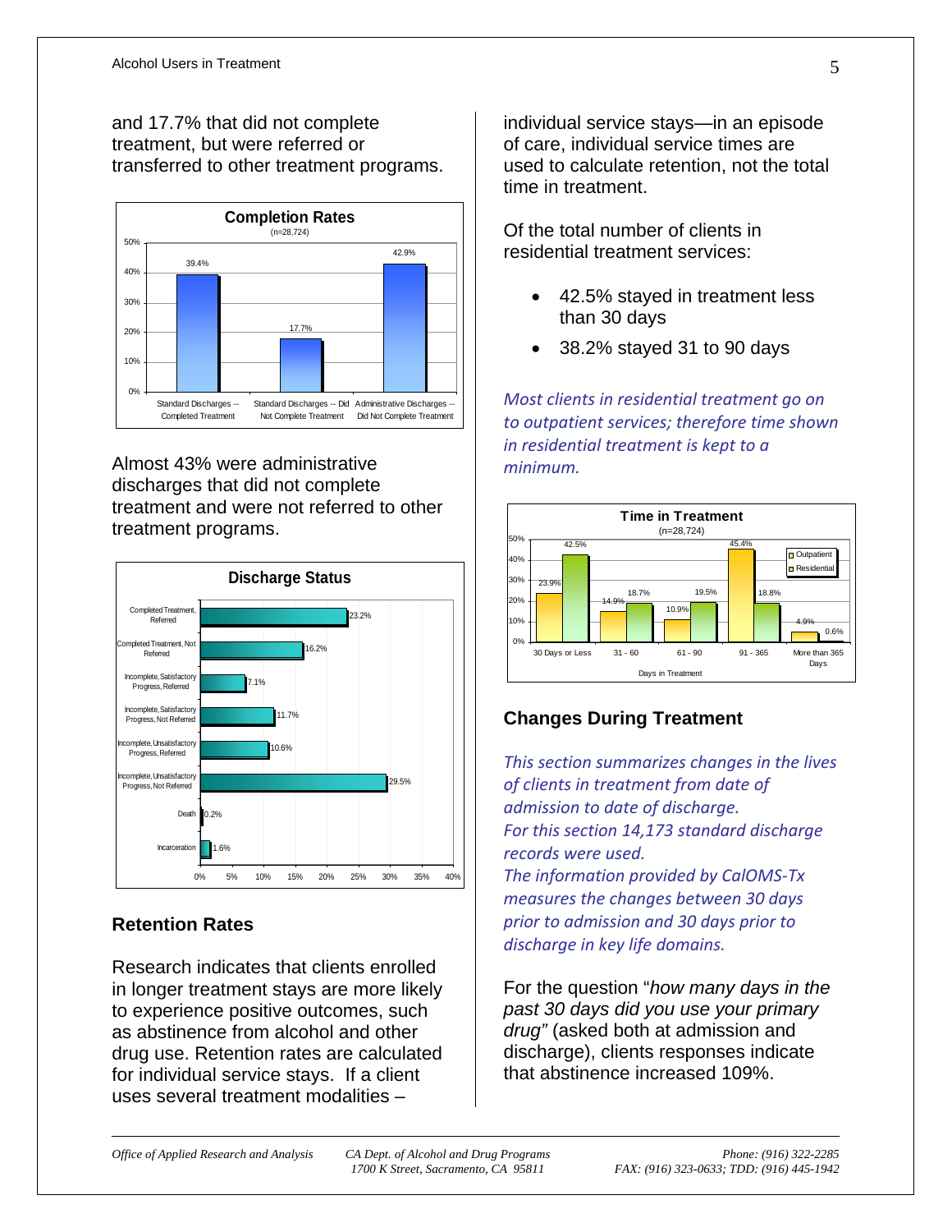and 17.7% that did not complete treatment, but were referred or transferred to other treatment programs.

**Completion Rates**
(n=28,724)

| Category | Percent |
|---|---|
| Standard Discharges -- Completed Treatment | 39.4% |
| Standard Discharges -- Did Not Complete Treatment | 17.7% |
| Administrative Discharges -- Did Not Complete Treatment | 42.9% |

Almost 43% were administrative discharges that did not complete treatment and were not referred to other treatment programs.

**Discharge Status**

| Status | Percent |
|---|---|
| Completed Treatment, Referred | 23.2% |
| Completed Treatment, Not Referred | 16.2% |
| Incomplete, Satisfactory Progress, Referred | 7.1% |
| Incomplete, Satisfactory Progress, Not Referred | 11.7% |
| Incomplete, Unsatisfactory Progress, Referred | 10.6% |
| Incomplete, Unsatisfactory Progress, Not Referred | 29.5% |
| Death | 0.2% |
| Incarceration | 1.6% |

## Retention Rates

Research indicates that clients enrolled in longer treatment stays are more likely to experience positive outcomes, such as abstinence from alcohol and other drug use. Retention rates are calculated for individual service stays. If a client uses several treatment modalities – individual service stays—in an episode of care, individual service times are used to calculate retention, not the total time in treatment.

Of the total number of clients in residential treatment services:

- 42.5% stayed in treatment less than 30 days
- 38.2% stayed 31 to 90 days

*Most clients in residential treatment go on to outpatient services; therefore time shown in residential treatment is kept to a minimum.*

**Time in Treatment**
(n=28,724)

| Days in Treatment | Outpatient | Residential |
|---|---|---|
| 30 Days or Less | 23.9% | 42.5% |
| 31 - 60 | 14.9% | 18.7% |
| 61 - 90 | 10.9% | 19.5% |
| 91 - 365 | 45.4% | 18.8% |
| More than 365 Days | 4.9% | 0.6% |

## Changes During Treatment

*This section summarizes changes in the lives of clients in treatment from date of admission to date of discharge.*
*For this section 14,173 standard discharge records were used.*
*The information provided by CalOMS-Tx measures the changes between 30 days prior to admission and 30 days prior to discharge in key life domains.*

For the question "*how many days in the past 30 days did you use your primary drug"* (asked both at admission and discharge), clients responses indicate that abstinence increased 109%.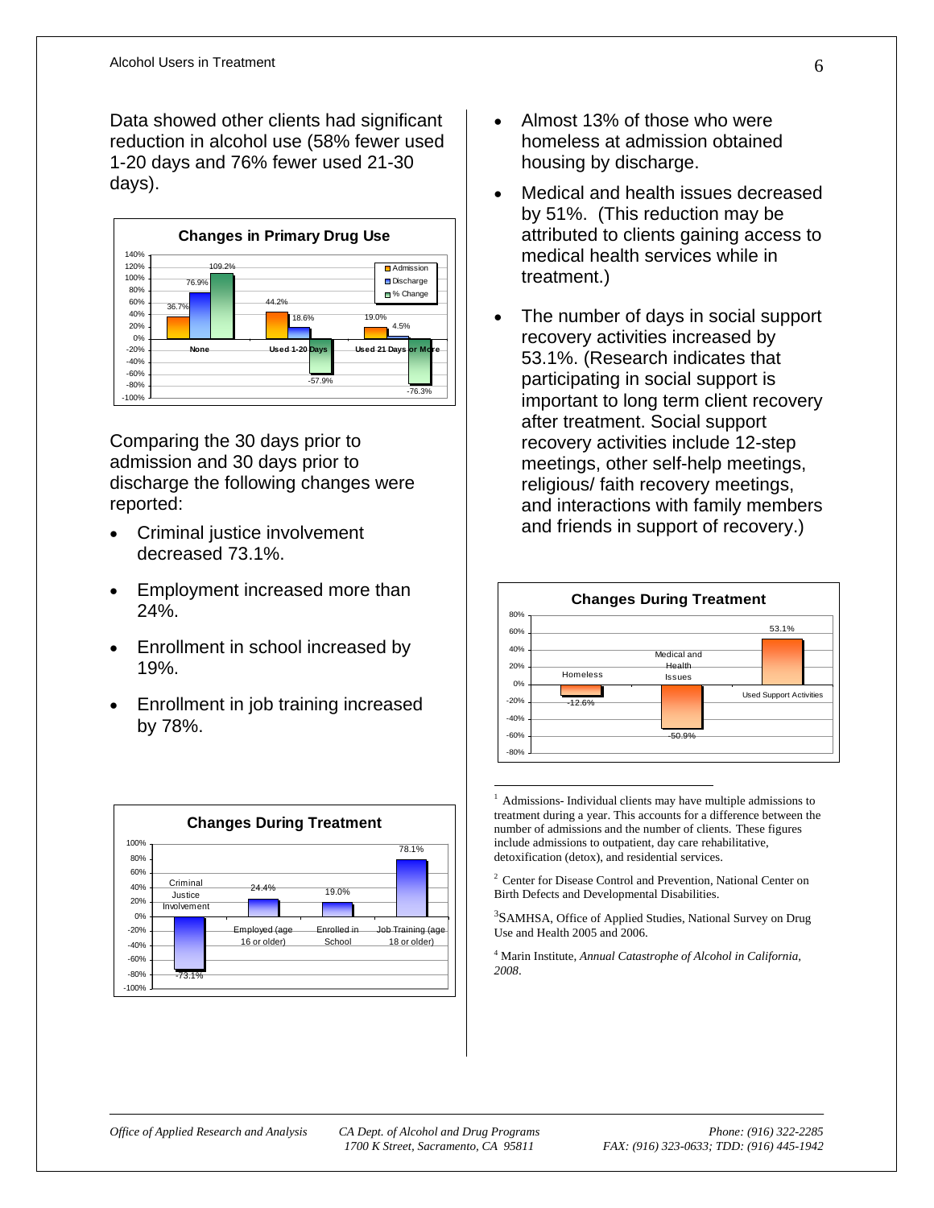Data showed other clients had significant reduction in alcohol use (58% fewer used 1-20 days and 76% fewer used 21-30 days).

**Changes in Primary Drug Use**

140%
120%
100%
80%
60%
40%
20%
0%
-20%
-40%
-60%
-80%
-100%

Admission
Discharge
% Change

None: 36.7%, 76.9%, 109.2%
Used 1-20 Days: 44.2%, 18.6%, -57.9%
Used 21 Days or More: 19.0%, 4.5%, -76.3%

Comparing the 30 days prior to admission and 30 days prior to discharge the following changes were reported:

- Criminal justice involvement decreased 73.1%.
- Employment increased more than 24%.
- Enrollment in school increased by 19%.
- Enrollment in job training increased by 78%.

**Changes During Treatment**

100%
80%
60%
40%
20%
0%
-20%
-40%
-60%
-80%
-100%

Criminal Justice Involvement: -73.1%
Employed (age 16 or older): 24.4%
Enrolled in School: 19.0%
Job Training (age 18 or older): 78.1%

- Almost 13% of those who were homeless at admission obtained housing by discharge.
- Medical and health issues decreased by 51%. (This reduction may be attributed to clients gaining access to medical health services while in treatment.)
- The number of days in social support recovery activities increased by 53.1%. (Research indicates that participating in social support is important to long term client recovery after treatment. Social support recovery activities include 12-step meetings, other self-help meetings, religious/ faith recovery meetings, and interactions with family members and friends in support of recovery.)

**Changes During Treatment**

80%
60%
40%
20%
0%
-20%
-40%
-60%
-80%

Homeless: -12.6%
Medical and Health Issues: -50.9%
Used Support Activities: 53.1%

---

[1] Admissions- Individual clients may have multiple admissions to treatment during a year. This accounts for a difference between the number of admissions and the number of clients. These figures include admissions to outpatient, day care rehabilitative, detoxification (detox), and residential services.

[2] Center for Disease Control and Prevention, National Center on Birth Defects and Developmental Disabilities.

[3] SAMHSA, Office of Applied Studies, National Survey on Drug Use and Health 2005 and 2006.

[4] Marin Institute, *Annual Catastrophe of Alcohol in California, 2008*.